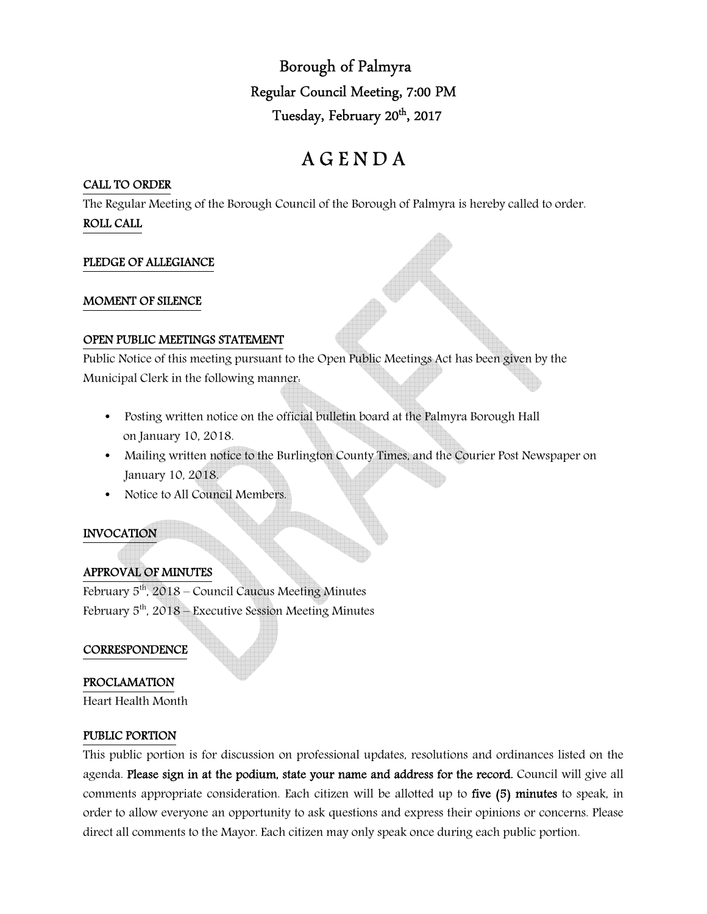# Borough of Palmyra

## Regular Council Meeting, 7:00 PM

## Tuesday, February 20th, 2017

# A G E N D A

**CALL TO ORDER**

The Regular Meeting of the Borough Council of the Borough of Palmyra is hereby called to order.

**ROLL CALL**

**PLEDGE OF ALLEGIANCE**

**MOMENT OF SILENCE**

**OPEN PUBLIC MEETINGS STATEMENT**

Public Notice of this meeting pursuant to the Open Public Meetings Act has been given by the Municipal Clerk in the following manner:

- Posting written notice on the official bulletin board at the Palmyra Borough Hall on January 10, 2018.
- Mailing written notice to the Burlington County Times, and the Courier Post Newspaper on January 10, 2018.
- Notice to All Council Members.

**INVOCATION**

**APPROVAL OF MINUTES**

February 5th, 2018 – Council Caucus Meeting Minutes

February 5th, 2018 – Executive Session Meeting Minutes

**CORRESPONDENCE**

**PROCLAMATION**

Heart Health Month

**PUBLIC PORTION**

This public portion is for discussion on professional updates, resolutions and ordinances listed on the agenda. **Please sign in at the podium, state your name and address for the record.** Council will give all comments appropriate consideration. Each citizen will be allotted up to **five (5) minutes** to speak, in order to allow everyone an opportunity to ask questions and express their opinions or concerns. Please direct all comments to the Mayor. Each citizen may only speak once during each public portion.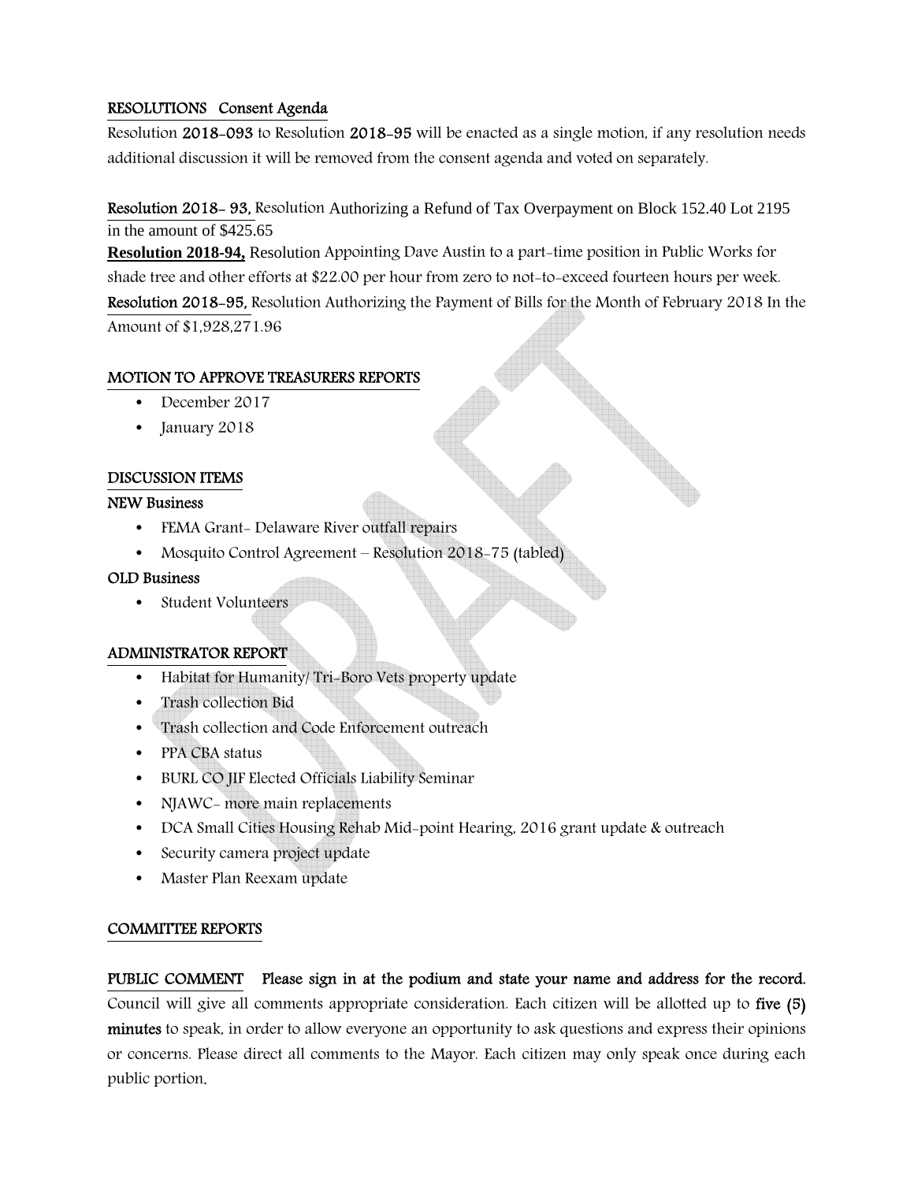## RESOLUTIONS Consent Agenda

Resolution **2018-093** to Resolution **2018-95** will be enacted as a single motion, if any resolution needs additional discussion it will be removed from the consent agenda and voted on separately.

**Resolution 2018- 93,** Resolution Authorizing a Refund of Tax Overpayment on Block 152.40 Lot 2195 in the amount of $425.65

**Resolution 2018-94,** Resolution Appointing Dave Austin to a part-time position in Public Works for shade tree and other efforts at $22.00 per hour from zero to not-to-exceed fourteen hours per week.

**Resolution 2018-95,** Resolution Authorizing the Payment of Bills for the Month of February 2018 In the Amount of $1,928,271.96

## MOTION TO APPROVE TREASURERS REPORTS

- December 2017
- January 2018

## DISCUSSION ITEMS

### NEW Business

- FEMA Grant- Delaware River outfall repairs
- Mosquito Control Agreement – Resolution 2018-75 (tabled)

### OLD Business

- Student Volunteers

## ADMINISTRATOR REPORT

- Habitat for Humanity/ Tri-Boro Vets property update
- Trash collection Bid
- Trash collection and Code Enforcement outreach
- PPA CBA status
- BURL CO JIF Elected Officials Liability Seminar
- NJAWC- more main replacements
- DCA Small Cities Housing Rehab Mid-point Hearing, 2016 grant update & outreach
- Security camera project update
- Master Plan Reexam update

## COMMITTEE REPORTS

**PUBLIC COMMENT** **Please sign in at the podium and state your name and address for the record.** Council will give all comments appropriate consideration. Each citizen will be allotted up to **five (5) minutes** to speak, in order to allow everyone an opportunity to ask questions and express their opinions or concerns. Please direct all comments to the Mayor. Each citizen may only speak once during each public portion.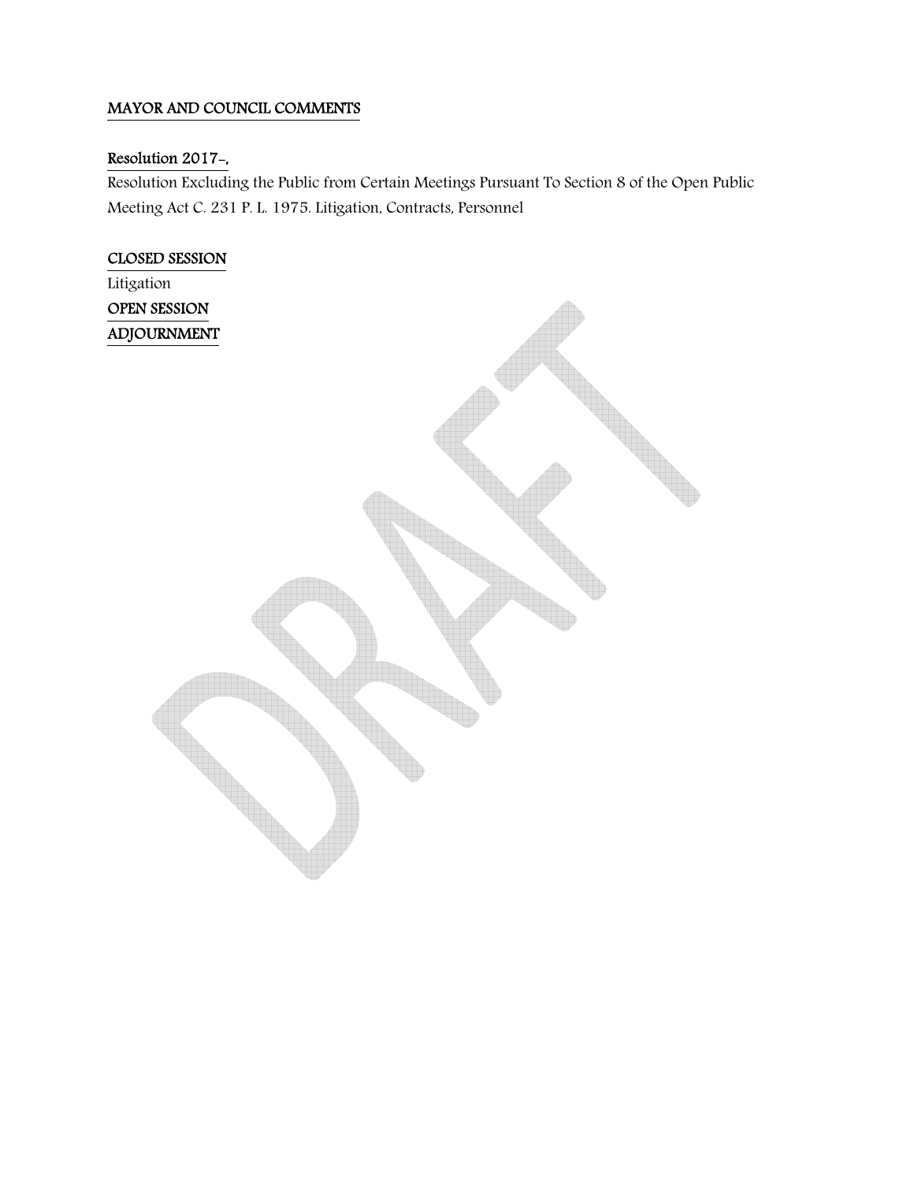**MAYOR AND COUNCIL COMMENTS**

**Resolution 2017-,**

Resolution Excluding the Public from Certain Meetings Pursuant To Section 8 of the Open Public Meeting Act C. 231 P. L. 1975. Litigation, Contracts, Personnel

**CLOSED SESSION**

Litigation

**OPEN SESSION**

**ADJOURNMENT**